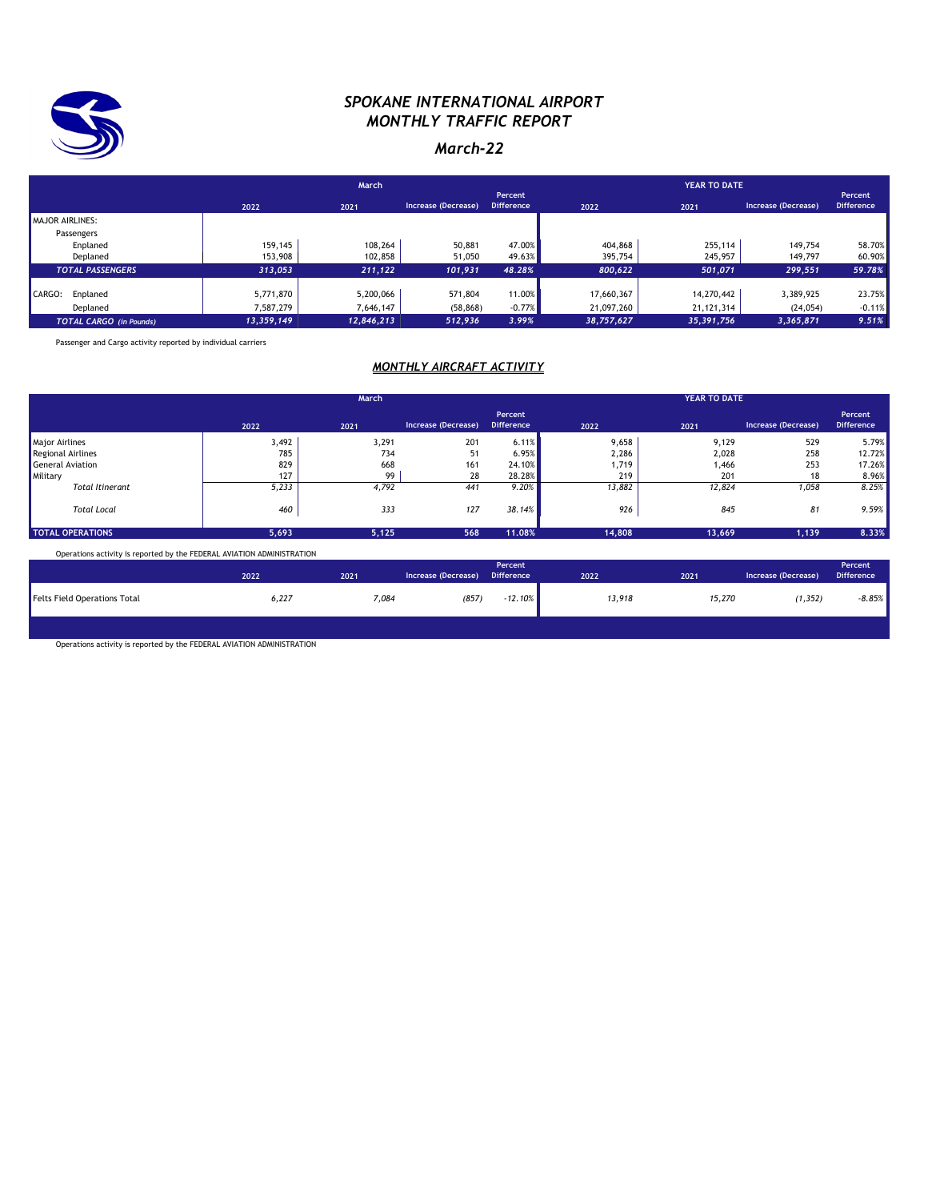# SPOKANE INTERNATIONAL AIRPORT
## MONTHLY TRAFFIC REPORT
### March-22

| | March | | | | YEAR TO DATE | | | |
|---|---|---|---|---|---|---|---|---|
| | 2022 | 2021 | Increase (Decrease) | Percent Difference | 2022 | 2021 | Increase (Decrease) | Percent Difference |
| MAJOR AIRLINES: | | | | | | | | |
| Passengers | | | | | | | | |
| Enplaned | 159,145 | 108,264 | 50,881 | 47.00% | 404,868 | 255,114 | 149,754 | 58.70% |
| Deplaned | 153,908 | 102,858 | 51,050 | 49.63% | 395,754 | 245,957 | 149,797 | 60.90% |
| ***TOTAL PASSENGERS*** | ***313,053*** | ***211,122*** | ***101,931*** | ***48.28%*** | ***800,622*** | ***501,071*** | ***299,551*** | ***59.78%*** |
| CARGO: Enplaned | 5,771,870 | 5,200,066 | 571,804 | 11.00% | 17,660,367 | 14,270,442 | 3,389,925 | 23.75% |
| Deplaned | 7,587,279 | 7,646,147 | (58,868) | -0.77% | 21,097,260 | 21,121,314 | (24,054) | -0.11% |
| ***TOTAL CARGO (in Pounds)*** | ***13,359,149*** | ***12,846,213*** | ***512,936*** | ***3.99%*** | ***38,757,627*** | ***35,391,756*** | ***3,365,871*** | ***9.51%*** |

Passenger and Cargo activity reported by individual carriers

## *MONTHLY AIRCRAFT ACTIVITY*

| | March | | | | YEAR TO DATE | | | |
|---|---|---|---|---|---|---|---|---|
| | 2022 | 2021 | Increase (Decrease) | Percent Difference | 2022 | 2021 | Increase (Decrease) | Percent Difference |
| Major Airlines | 3,492 | 3,291 | 201 | 6.11% | 9,658 | 9,129 | 529 | 5.79% |
| Regional Airlines | 785 | 734 | 51 | 6.95% | 2,286 | 2,028 | 258 | 12.72% |
| General Aviation | 829 | 668 | 161 | 24.10% | 1,719 | 1,466 | 253 | 17.26% |
| Military | 127 | 99 | 28 | 28.28% | 219 | 201 | 18 | 8.96% |
| *Total Itinerant* | *5,233* | *4,792* | *441* | *9.20%* | *13,882* | *12,824* | *1,058* | *8.25%* |
| *Total Local* | *460* | *333* | *127* | *38.14%* | *926* | *845* | *81* | *9.59%* |
| **TOTAL OPERATIONS** | **5,693** | **5,125** | **568** | **11.08%** | **14,808** | **13,669** | **1,139** | **8.33%** |

Operations activity is reported by the FEDERAL AVIATION ADMINISTRATION

| | 2022 | 2021 | Increase (Decrease) | Percent Difference | 2022 | 2021 | Increase (Decrease) | Percent Difference |
|---|---|---|---|---|---|---|---|---|
| Felts Field Operations Total | *6,227* | *7,084* | *(857)* | *-12.10%* | *13,918* | *15,270* | *(1,352)* | *-8.85%* |

Operations activity is reported by the FEDERAL AVIATION ADMINISTRATION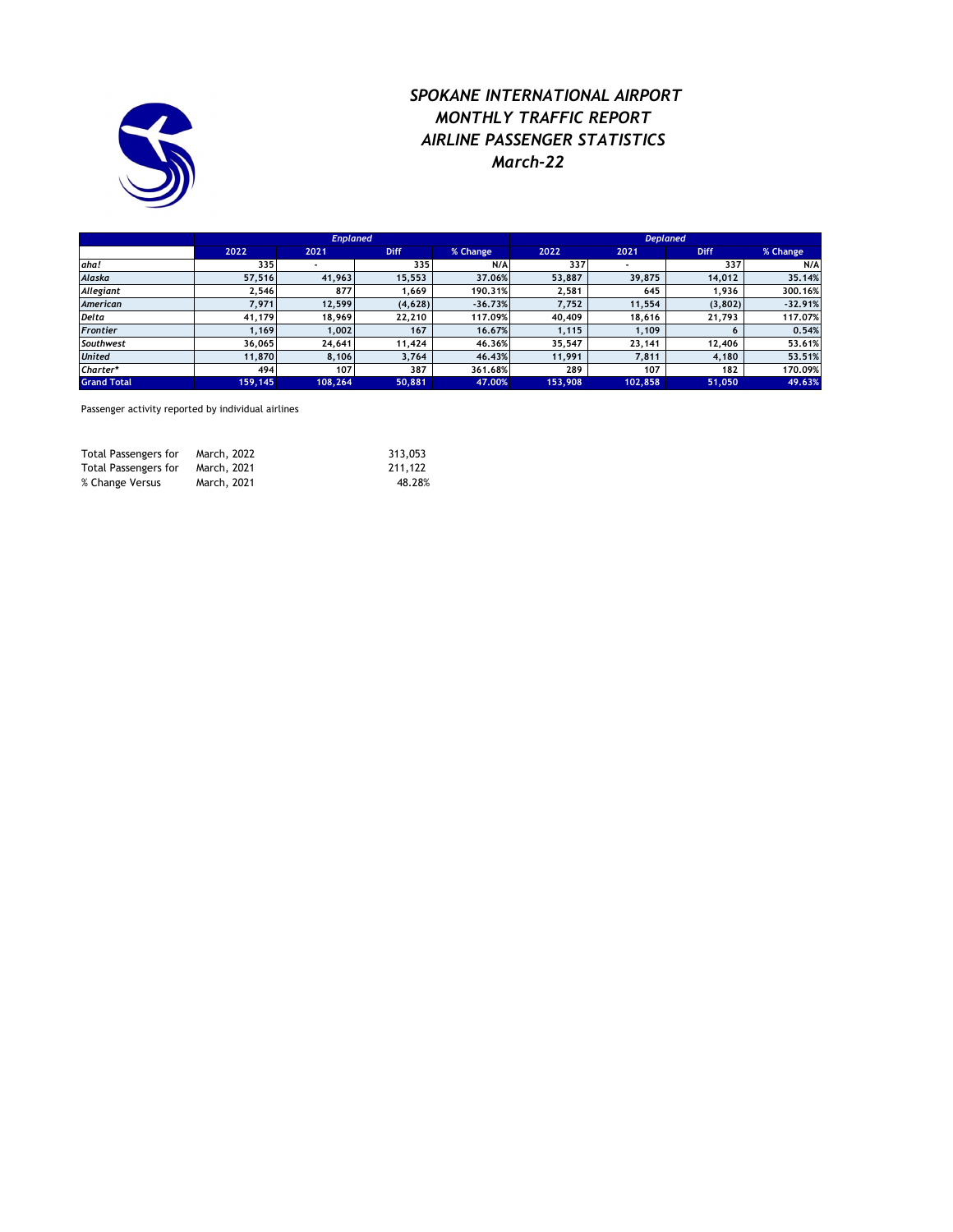# *SPOKANE INTERNATIONAL AIRPORT*
# *MONTHLY TRAFFIC REPORT*
# *AIRLINE PASSENGER STATISTICS*
# *March-22*

| | *Enplaned* | | | | *Deplaned* | | | |
|---|---|---|---|---|---|---|---|---|
| | 2022 | 2021 | Diff | % Change | 2022 | 2021 | Diff | % Change |
| *aha!* | 335 | - | 335 | N/A | 337 | - | 337 | N/A |
| *Alaska* | 57,516 | 41,963 | 15,553 | 37.06% | 53,887 | 39,875 | 14,012 | 35.14% |
| *Allegiant* | 2,546 | 877 | 1,669 | 190.31% | 2,581 | 645 | 1,936 | 300.16% |
| *American* | 7,971 | 12,599 | (4,628) | -36.73% | 7,752 | 11,554 | (3,802) | -32.91% |
| *Delta* | 41,179 | 18,969 | 22,210 | 117.09% | 40,409 | 18,616 | 21,793 | 117.07% |
| *Frontier* | 1,169 | 1,002 | 167 | 16.67% | 1,115 | 1,109 | 6 | 0.54% |
| *Southwest* | 36,065 | 24,641 | 11,424 | 46.36% | 35,547 | 23,141 | 12,406 | 53.61% |
| *United* | 11,870 | 8,106 | 3,764 | 46.43% | 11,991 | 7,811 | 4,180 | 53.51% |
| Charter* | 494 | 107 | 387 | 361.68% | 289 | 107 | 182 | 170.09% |
| **Grand Total** | 159,145 | 108,264 | 50,881 | 47.00% | 153,908 | 102,858 | 51,050 | 49.63% |

Passenger activity reported by individual airlines

| | | |
|---|---|---|
| Total Passengers for | March, 2022 | 313,053 |
| Total Passengers for | March, 2021 | 211,122 |
| % Change Versus | March, 2021 | 48.28% |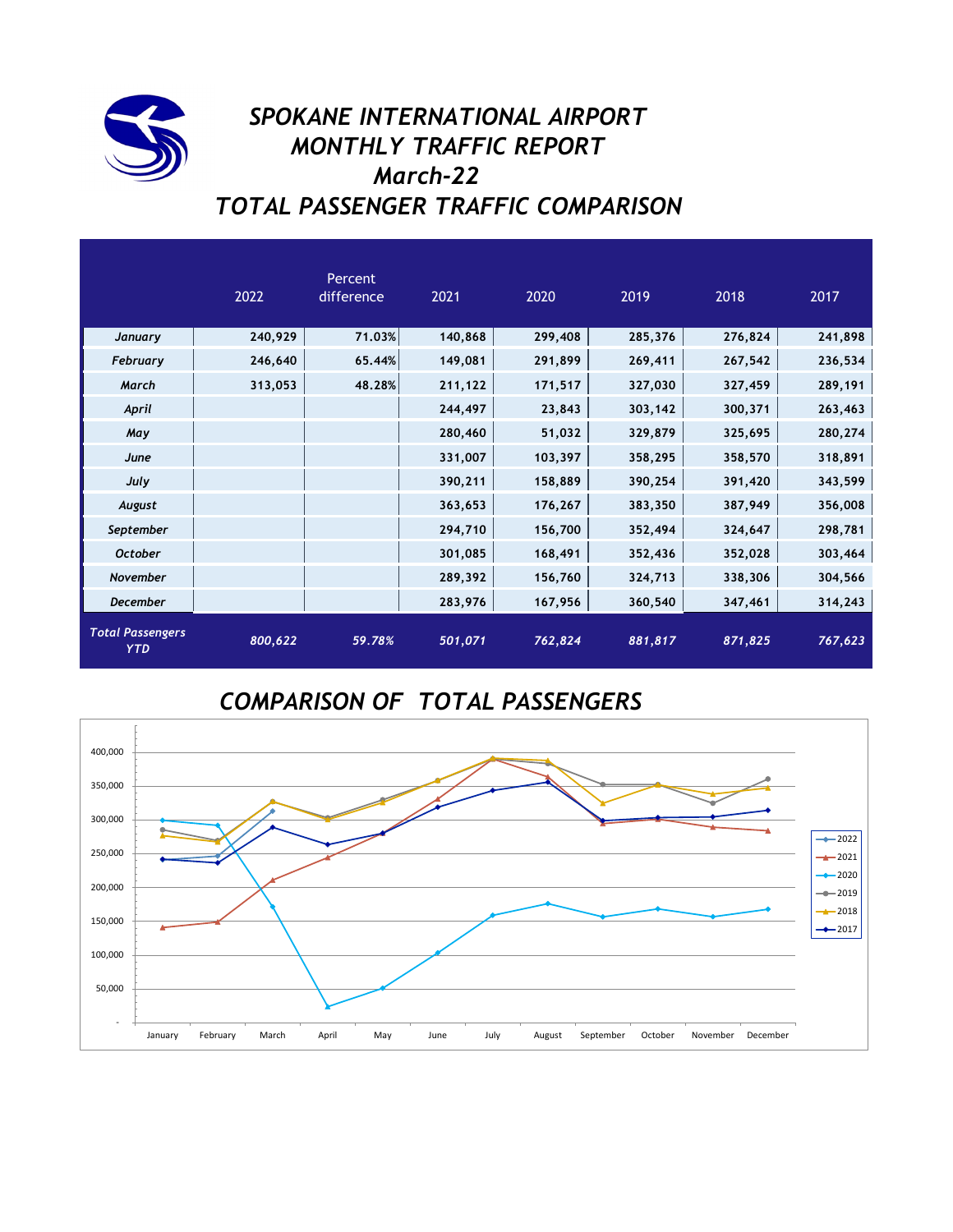# SPOKANE INTERNATIONAL AIRPORT
# MONTHLY TRAFFIC REPORT
# March-22
# TOTAL PASSENGER TRAFFIC COMPARISON

| | 2022 | Percent difference | 2021 | 2020 | 2019 | 2018 | 2017 |
|---|---|---|---|---|---|---|---|
| *January* | 240,929 | 71.03% | 140,868 | 299,408 | 285,376 | 276,824 | 241,898 |
| *February* | 246,640 | 65.44% | 149,081 | 291,899 | 269,411 | 267,542 | 236,534 |
| *March* | 313,053 | 48.28% | 211,122 | 171,517 | 327,030 | 327,459 | 289,191 |
| *April* | | | 244,497 | 23,843 | 303,142 | 300,371 | 263,463 |
| *May* | | | 280,460 | 51,032 | 329,879 | 325,695 | 280,274 |
| *June* | | | 331,007 | 103,397 | 358,295 | 358,570 | 318,891 |
| *July* | | | 390,211 | 158,889 | 390,254 | 391,420 | 343,599 |
| *August* | | | 363,653 | 176,267 | 383,350 | 387,949 | 356,008 |
| *September* | | | 294,710 | 156,700 | 352,494 | 324,647 | 298,781 |
| *October* | | | 301,085 | 168,491 | 352,436 | 352,028 | 303,464 |
| *November* | | | 289,392 | 156,760 | 324,713 | 338,306 | 304,566 |
| *December* | | | 283,976 | 167,956 | 360,540 | 347,461 | 314,243 |
| ***Total Passengers YTD*** | ***800,622*** | ***59.78%*** | ***501,071*** | ***762,824*** | ***881,817*** | ***871,825*** | ***767,623*** |

## COMPARISON OF TOTAL PASSENGERS

400,000
350,000
300,000
250,000
200,000
150,000
100,000
50,000
-

January February March April May June July August September October November December

2022
2021
2020
2019
2018
2017